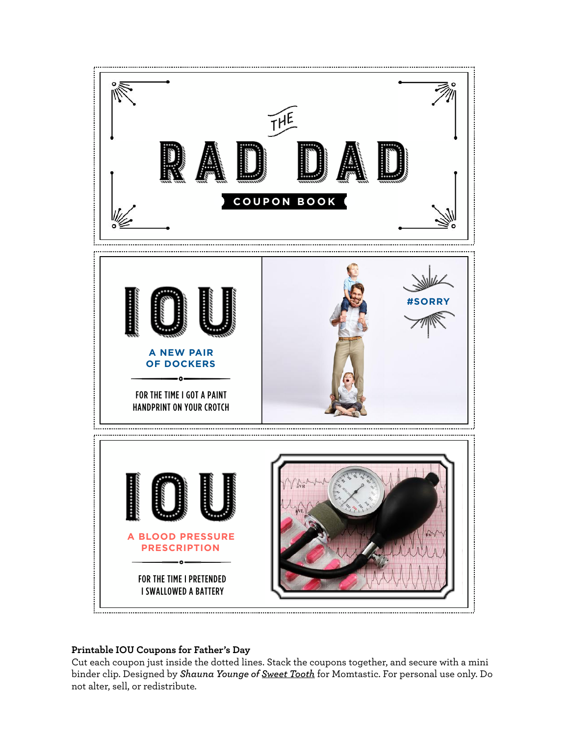# THE RAD DAD

**COUPON BOOK**

## IOU

**A NEW PAIR OF DOCKERS**

FOR THE TIME I GOT A PAINT HANDPRINT ON YOUR CROTCH

#SORRY

## IOU

**A BLOOD PRESSURE PRESCRIPTION**

FOR THE TIME I PRETENDED I SWALLOWED A BATTERY

**Printable IOU Coupons for Father's Day**

Cut each coupon just inside the dotted lines. Stack the coupons together, and secure with a mini binder clip. Designed by ***Shauna Younge of Sweet Tooth*** for Momtastic. For personal use only. Do not alter, sell, or redistribute.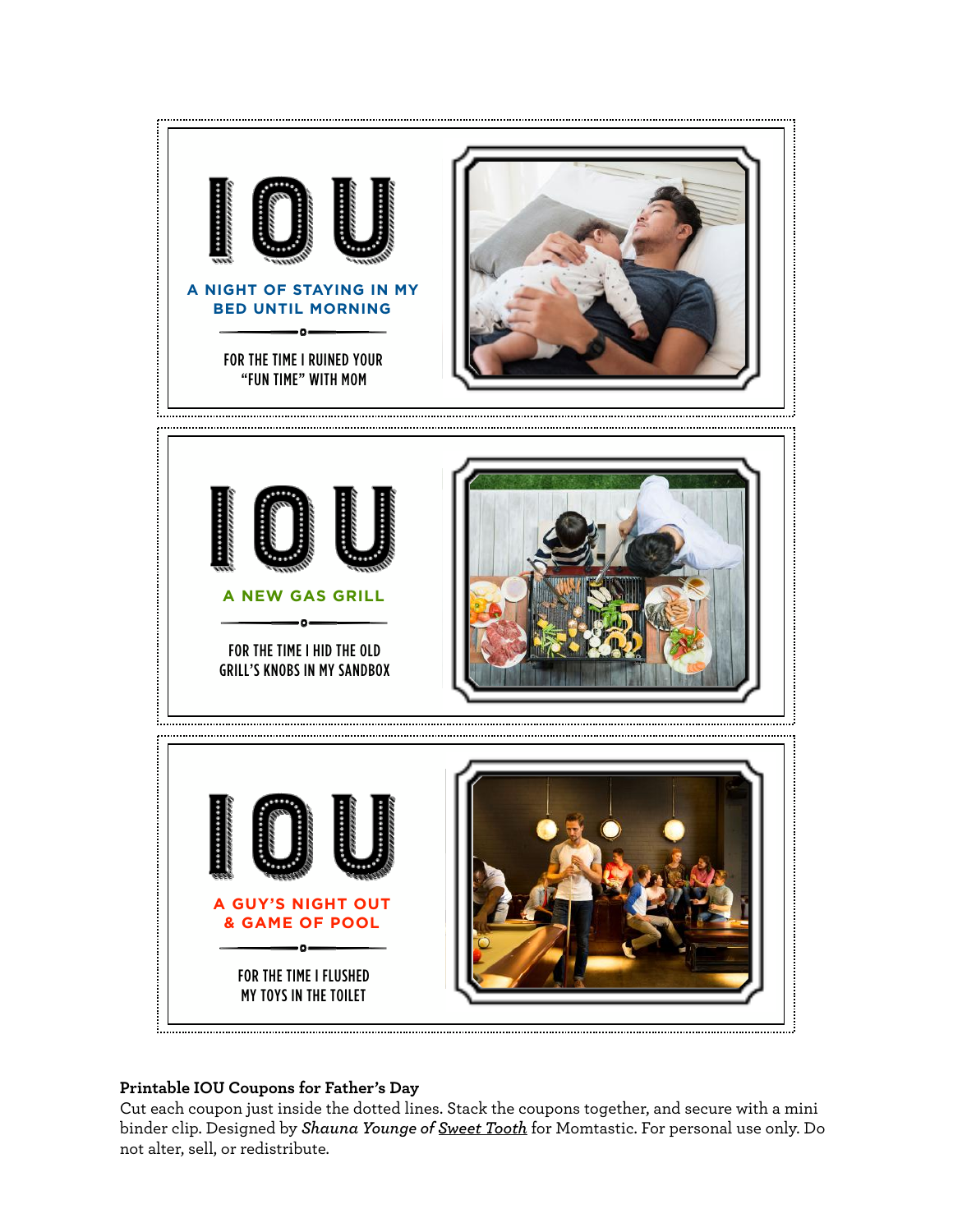IOU

A NIGHT OF STAYING IN MY BED UNTIL MORNING

FOR THE TIME I RUINED YOUR "FUN TIME" WITH MOM

IOU

A NEW GAS GRILL

FOR THE TIME I HID THE OLD GRILL'S KNOBS IN MY SANDBOX

IOU

A GUY'S NIGHT OUT & GAME OF POOL

FOR THE TIME I FLUSHED MY TOYS IN THE TOILET

**Printable IOU Coupons for Father's Day**

Cut each coupon just inside the dotted lines. Stack the coupons together, and secure with a mini binder clip. Designed by *Shauna Younge of Sweet Tooth* for Momtastic. For personal use only. Do not alter, sell, or redistribute.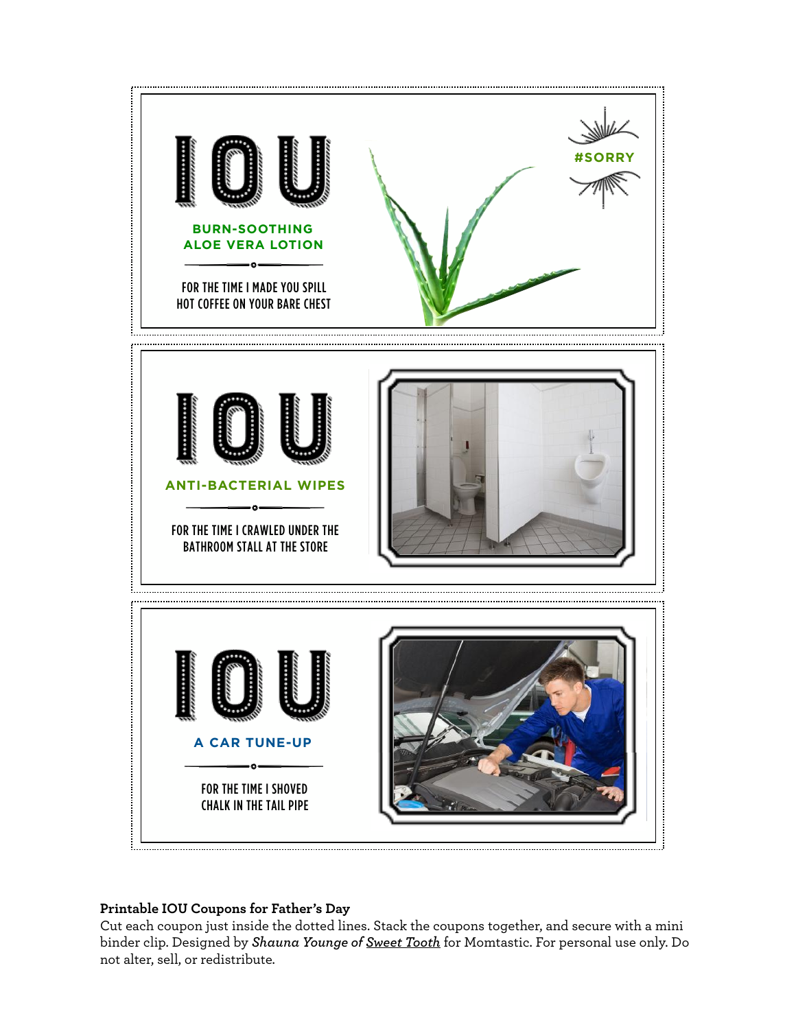IOU

BURN-SOOTHING ALOE VERA LOTION

FOR THE TIME I MADE YOU SPILL HOT COFFEE ON YOUR BARE CHEST

#SORRY

IOU

ANTI-BACTERIAL WIPES

FOR THE TIME I CRAWLED UNDER THE BATHROOM STALL AT THE STORE

IOU

A CAR TUNE-UP

FOR THE TIME I SHOVED CHALK IN THE TAIL PIPE

**Printable IOU Coupons for Father's Day**

Cut each coupon just inside the dotted lines. Stack the coupons together, and secure with a mini binder clip. Designed by ***Shauna Younge of Sweet Tooth*** for Momtastic. For personal use only. Do not alter, sell, or redistribute.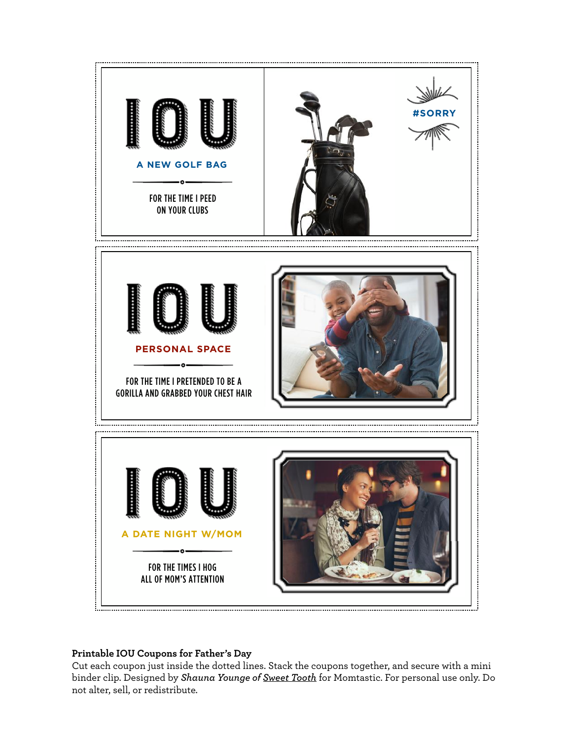IOU

A NEW GOLF BAG

FOR THE TIME I PEED ON YOUR CLUBS

#SORRY

IOU

PERSONAL SPACE

FOR THE TIME I PRETENDED TO BE A GORILLA AND GRABBED YOUR CHEST HAIR

IOU

A DATE NIGHT W/MOM

FOR THE TIMES I HOG ALL OF MOM'S ATTENTION

**Printable IOU Coupons for Father's Day**
Cut each coupon just inside the dotted lines. Stack the coupons together, and secure with a mini binder clip. Designed by ***Shauna Younge of Sweet Tooth*** for Momtastic. For personal use only. Do not alter, sell, or redistribute.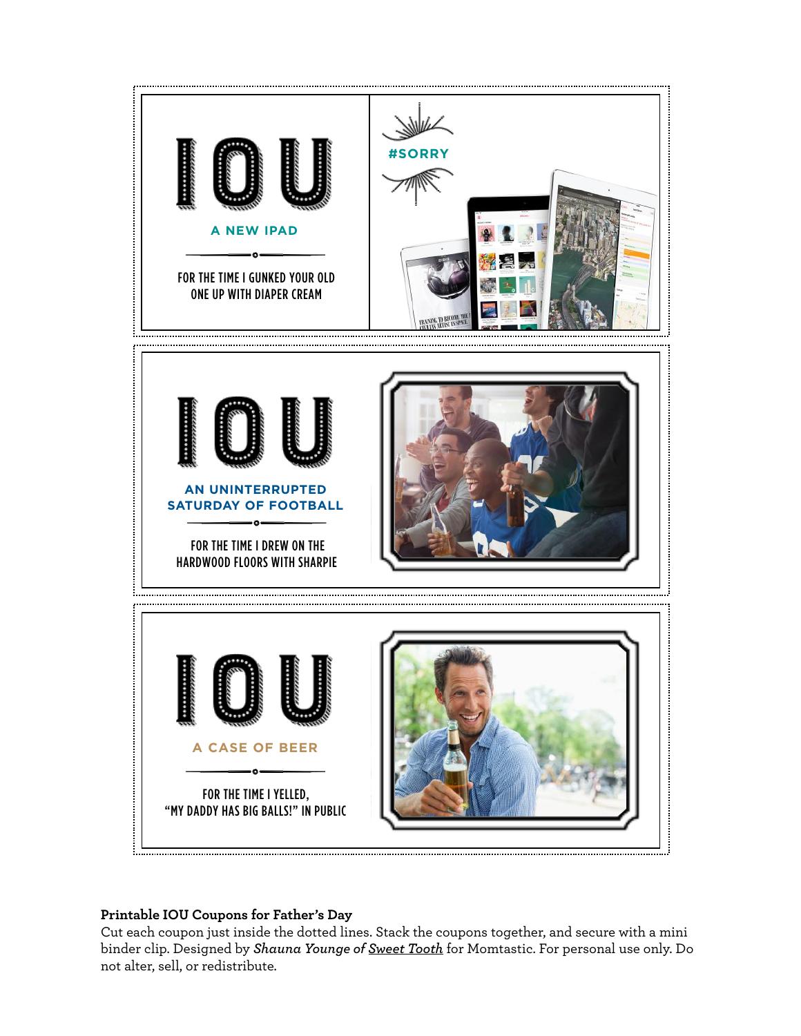IOU

A NEW IPAD

FOR THE TIME I GUNKED YOUR OLD ONE UP WITH DIAPER CREAM

#SORRY

IOU

AN UNINTERRUPTED SATURDAY OF FOOTBALL

FOR THE TIME I DREW ON THE HARDWOOD FLOORS WITH SHARPIE

IOU

A CASE OF BEER

FOR THE TIME I YELLED, “MY DADDY HAS BIG BALLS!” IN PUBLIC

**Printable IOU Coupons for Father’s Day**

Cut each coupon just inside the dotted lines. Stack the coupons together, and secure with a mini binder clip. Designed by ***Shauna Younge of Sweet Tooth*** for Momtastic. For personal use only. Do not alter, sell, or redistribute.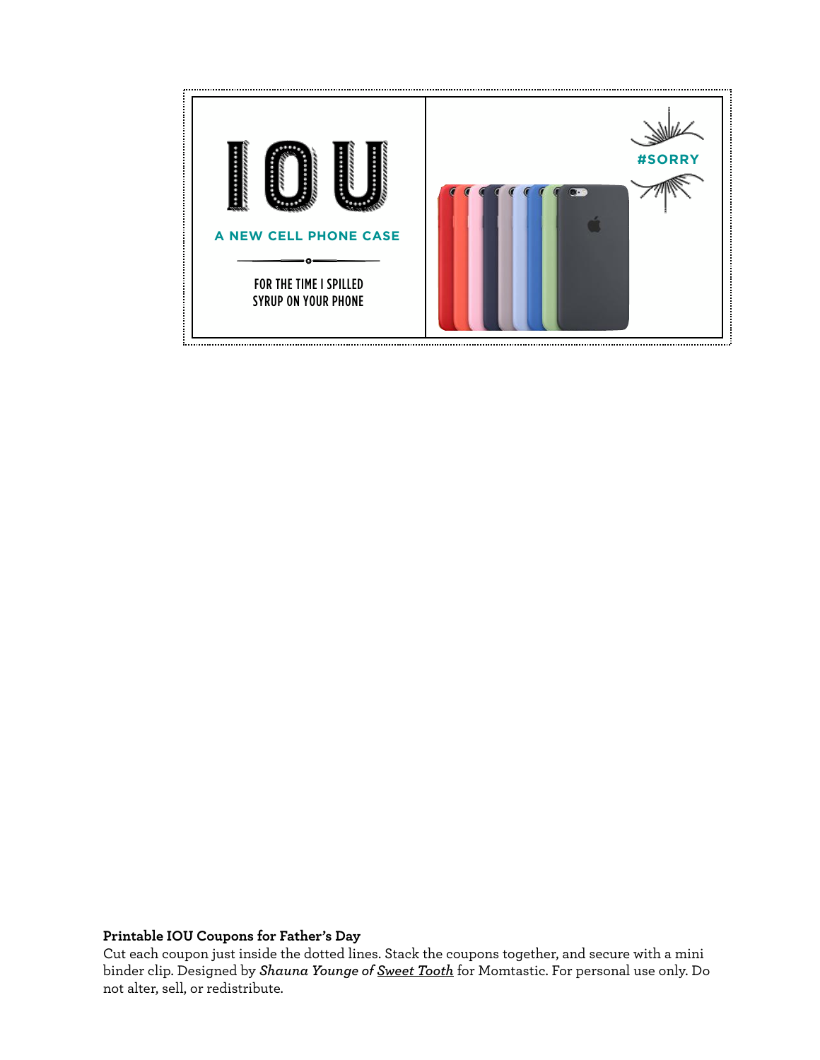IOU

A NEW CELL PHONE CASE

FOR THE TIME I SPILLED SYRUP ON YOUR PHONE

#SORRY

**Printable IOU Coupons for Father's Day**
Cut each coupon just inside the dotted lines. Stack the coupons together, and secure with a mini binder clip. Designed by ***Shauna Younge of Sweet Tooth*** for Momtastic. For personal use only. Do not alter, sell, or redistribute.